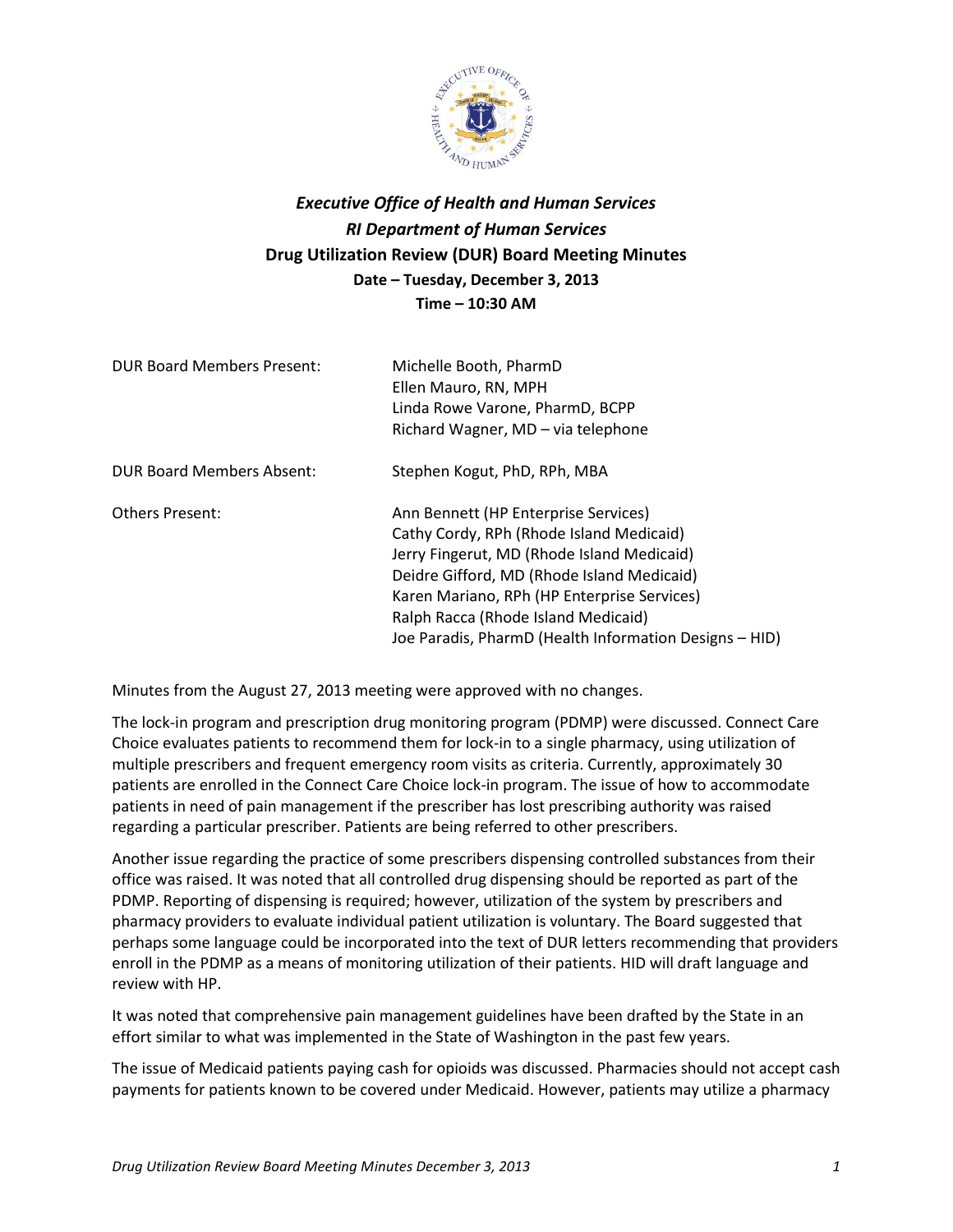# *Executive Office of Health and Human Services*
## *RI Department of Human Services*
## Drug Utilization Review (DUR) Board Meeting Minutes
### Date – Tuesday, December 3, 2013
### Time – 10:30 AM

| | |
|---|---|
| DUR Board Members Present: | Michelle Booth, PharmD<br>Ellen Mauro, RN, MPH<br>Linda Rowe Varone, PharmD, BCPP<br>Richard Wagner, MD – via telephone |
| DUR Board Members Absent: | Stephen Kogut, PhD, RPh, MBA |
| Others Present: | Ann Bennett (HP Enterprise Services)<br>Cathy Cordy, RPh (Rhode Island Medicaid)<br>Jerry Fingerut, MD (Rhode Island Medicaid)<br>Deidre Gifford, MD (Rhode Island Medicaid)<br>Karen Mariano, RPh (HP Enterprise Services)<br>Ralph Racca (Rhode Island Medicaid)<br>Joe Paradis, PharmD (Health Information Designs – HID) |

Minutes from the August 27, 2013 meeting were approved with no changes.

The lock-in program and prescription drug monitoring program (PDMP) were discussed. Connect Care Choice evaluates patients to recommend them for lock-in to a single pharmacy, using utilization of multiple prescribers and frequent emergency room visits as criteria. Currently, approximately 30 patients are enrolled in the Connect Care Choice lock-in program. The issue of how to accommodate patients in need of pain management if the prescriber has lost prescribing authority was raised regarding a particular prescriber. Patients are being referred to other prescribers.

Another issue regarding the practice of some prescribers dispensing controlled substances from their office was raised. It was noted that all controlled drug dispensing should be reported as part of the PDMP. Reporting of dispensing is required; however, utilization of the system by prescribers and pharmacy providers to evaluate individual patient utilization is voluntary. The Board suggested that perhaps some language could be incorporated into the text of DUR letters recommending that providers enroll in the PDMP as a means of monitoring utilization of their patients. HID will draft language and review with HP.

It was noted that comprehensive pain management guidelines have been drafted by the State in an effort similar to what was implemented in the State of Washington in the past few years.

The issue of Medicaid patients paying cash for opioids was discussed. Pharmacies should not accept cash payments for patients known to be covered under Medicaid. However, patients may utilize a pharmacy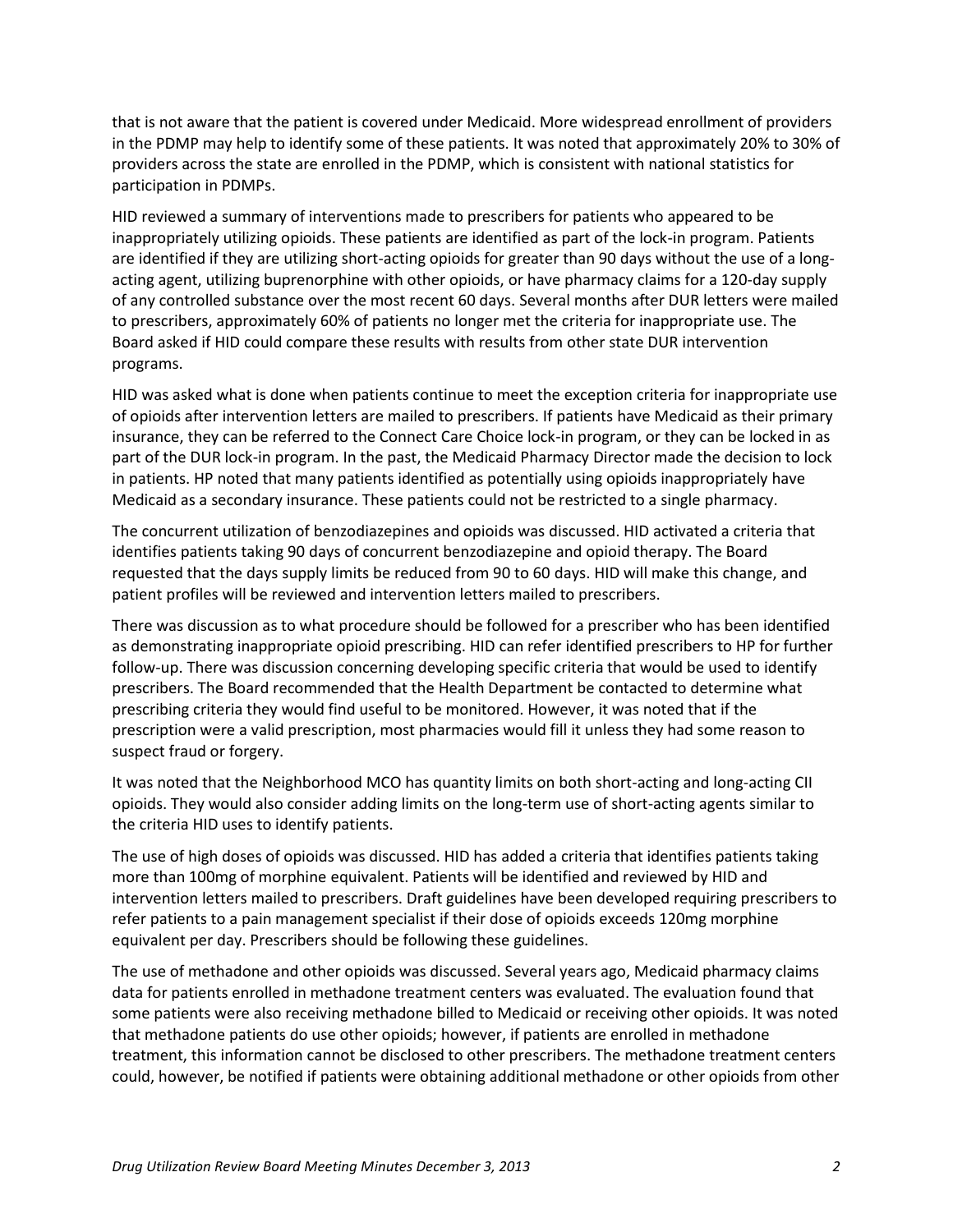that is not aware that the patient is covered under Medicaid. More widespread enrollment of providers in the PDMP may help to identify some of these patients. It was noted that approximately 20% to 30% of providers across the state are enrolled in the PDMP, which is consistent with national statistics for participation in PDMPs.

HID reviewed a summary of interventions made to prescribers for patients who appeared to be inappropriately utilizing opioids. These patients are identified as part of the lock-in program. Patients are identified if they are utilizing short-acting opioids for greater than 90 days without the use of a long-acting agent, utilizing buprenorphine with other opioids, or have pharmacy claims for a 120-day supply of any controlled substance over the most recent 60 days. Several months after DUR letters were mailed to prescribers, approximately 60% of patients no longer met the criteria for inappropriate use. The Board asked if HID could compare these results with results from other state DUR intervention programs.

HID was asked what is done when patients continue to meet the exception criteria for inappropriate use of opioids after intervention letters are mailed to prescribers. If patients have Medicaid as their primary insurance, they can be referred to the Connect Care Choice lock-in program, or they can be locked in as part of the DUR lock-in program. In the past, the Medicaid Pharmacy Director made the decision to lock in patients. HP noted that many patients identified as potentially using opioids inappropriately have Medicaid as a secondary insurance. These patients could not be restricted to a single pharmacy.

The concurrent utilization of benzodiazepines and opioids was discussed. HID activated a criteria that identifies patients taking 90 days of concurrent benzodiazepine and opioid therapy. The Board requested that the days supply limits be reduced from 90 to 60 days. HID will make this change, and patient profiles will be reviewed and intervention letters mailed to prescribers.

There was discussion as to what procedure should be followed for a prescriber who has been identified as demonstrating inappropriate opioid prescribing. HID can refer identified prescribers to HP for further follow-up. There was discussion concerning developing specific criteria that would be used to identify prescribers. The Board recommended that the Health Department be contacted to determine what prescribing criteria they would find useful to be monitored. However, it was noted that if the prescription were a valid prescription, most pharmacies would fill it unless they had some reason to suspect fraud or forgery.

It was noted that the Neighborhood MCO has quantity limits on both short-acting and long-acting CII opioids. They would also consider adding limits on the long-term use of short-acting agents similar to the criteria HID uses to identify patients.

The use of high doses of opioids was discussed. HID has added a criteria that identifies patients taking more than 100mg of morphine equivalent. Patients will be identified and reviewed by HID and intervention letters mailed to prescribers. Draft guidelines have been developed requiring prescribers to refer patients to a pain management specialist if their dose of opioids exceeds 120mg morphine equivalent per day. Prescribers should be following these guidelines.

The use of methadone and other opioids was discussed. Several years ago, Medicaid pharmacy claims data for patients enrolled in methadone treatment centers was evaluated. The evaluation found that some patients were also receiving methadone billed to Medicaid or receiving other opioids. It was noted that methadone patients do use other opioids; however, if patients are enrolled in methadone treatment, this information cannot be disclosed to other prescribers. The methadone treatment centers could, however, be notified if patients were obtaining additional methadone or other opioids from other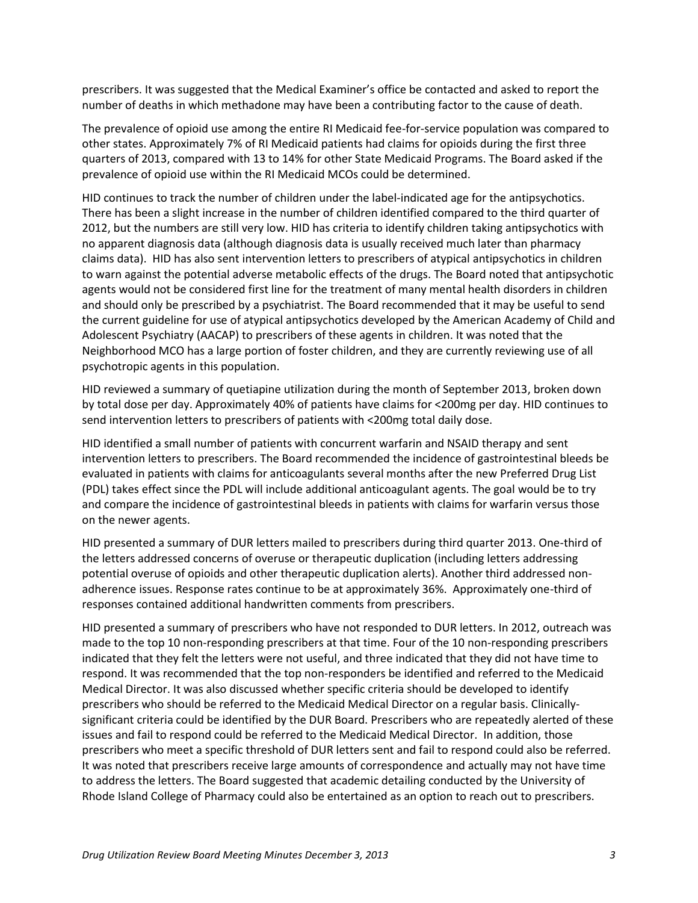prescribers. It was suggested that the Medical Examiner's office be contacted and asked to report the number of deaths in which methadone may have been a contributing factor to the cause of death.

The prevalence of opioid use among the entire RI Medicaid fee-for-service population was compared to other states. Approximately 7% of RI Medicaid patients had claims for opioids during the first three quarters of 2013, compared with 13 to 14% for other State Medicaid Programs. The Board asked if the prevalence of opioid use within the RI Medicaid MCOs could be determined.

HID continues to track the number of children under the label-indicated age for the antipsychotics. There has been a slight increase in the number of children identified compared to the third quarter of 2012, but the numbers are still very low. HID has criteria to identify children taking antipsychotics with no apparent diagnosis data (although diagnosis data is usually received much later than pharmacy claims data). HID has also sent intervention letters to prescribers of atypical antipsychotics in children to warn against the potential adverse metabolic effects of the drugs. The Board noted that antipsychotic agents would not be considered first line for the treatment of many mental health disorders in children and should only be prescribed by a psychiatrist. The Board recommended that it may be useful to send the current guideline for use of atypical antipsychotics developed by the American Academy of Child and Adolescent Psychiatry (AACAP) to prescribers of these agents in children. It was noted that the Neighborhood MCO has a large portion of foster children, and they are currently reviewing use of all psychotropic agents in this population.

HID reviewed a summary of quetiapine utilization during the month of September 2013, broken down by total dose per day. Approximately 40% of patients have claims for <200mg per day. HID continues to send intervention letters to prescribers of patients with <200mg total daily dose.

HID identified a small number of patients with concurrent warfarin and NSAID therapy and sent intervention letters to prescribers. The Board recommended the incidence of gastrointestinal bleeds be evaluated in patients with claims for anticoagulants several months after the new Preferred Drug List (PDL) takes effect since the PDL will include additional anticoagulant agents. The goal would be to try and compare the incidence of gastrointestinal bleeds in patients with claims for warfarin versus those on the newer agents.

HID presented a summary of DUR letters mailed to prescribers during third quarter 2013. One-third of the letters addressed concerns of overuse or therapeutic duplication (including letters addressing potential overuse of opioids and other therapeutic duplication alerts). Another third addressed non-adherence issues. Response rates continue to be at approximately 36%. Approximately one-third of responses contained additional handwritten comments from prescribers.

HID presented a summary of prescribers who have not responded to DUR letters. In 2012, outreach was made to the top 10 non-responding prescribers at that time. Four of the 10 non-responding prescribers indicated that they felt the letters were not useful, and three indicated that they did not have time to respond. It was recommended that the top non-responders be identified and referred to the Medicaid Medical Director. It was also discussed whether specific criteria should be developed to identify prescribers who should be referred to the Medicaid Medical Director on a regular basis. Clinically-significant criteria could be identified by the DUR Board. Prescribers who are repeatedly alerted of these issues and fail to respond could be referred to the Medicaid Medical Director. In addition, those prescribers who meet a specific threshold of DUR letters sent and fail to respond could also be referred. It was noted that prescribers receive large amounts of correspondence and actually may not have time to address the letters. The Board suggested that academic detailing conducted by the University of Rhode Island College of Pharmacy could also be entertained as an option to reach out to prescribers.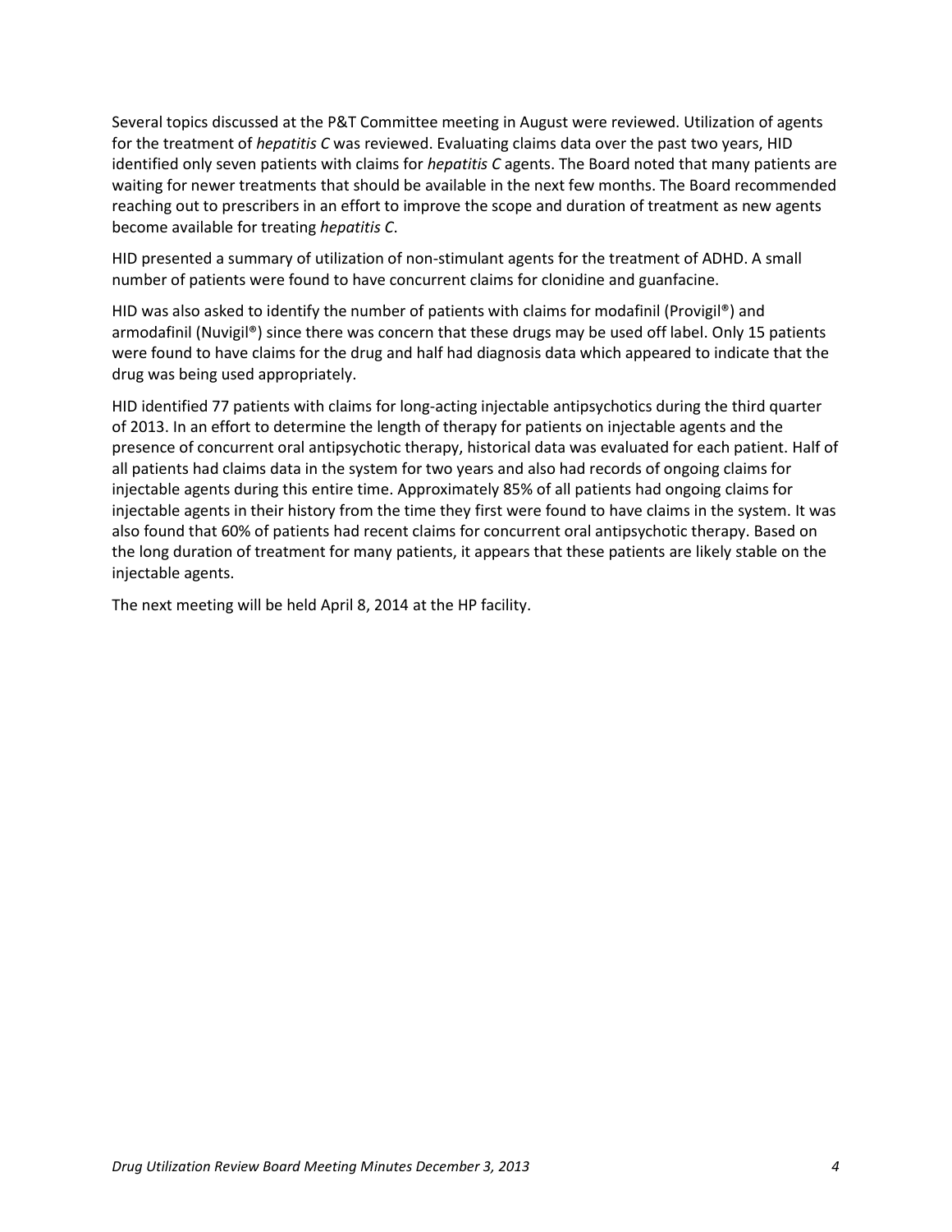Several topics discussed at the P&T Committee meeting in August were reviewed. Utilization of agents for the treatment of *hepatitis C* was reviewed. Evaluating claims data over the past two years, HID identified only seven patients with claims for *hepatitis C* agents. The Board noted that many patients are waiting for newer treatments that should be available in the next few months. The Board recommended reaching out to prescribers in an effort to improve the scope and duration of treatment as new agents become available for treating *hepatitis C*.

HID presented a summary of utilization of non-stimulant agents for the treatment of ADHD. A small number of patients were found to have concurrent claims for clonidine and guanfacine.

HID was also asked to identify the number of patients with claims for modafinil (Provigil®) and armodafinil (Nuvigil®) since there was concern that these drugs may be used off label. Only 15 patients were found to have claims for the drug and half had diagnosis data which appeared to indicate that the drug was being used appropriately.

HID identified 77 patients with claims for long-acting injectable antipsychotics during the third quarter of 2013. In an effort to determine the length of therapy for patients on injectable agents and the presence of concurrent oral antipsychotic therapy, historical data was evaluated for each patient. Half of all patients had claims data in the system for two years and also had records of ongoing claims for injectable agents during this entire time. Approximately 85% of all patients had ongoing claims for injectable agents in their history from the time they first were found to have claims in the system. It was also found that 60% of patients had recent claims for concurrent oral antipsychotic therapy. Based on the long duration of treatment for many patients, it appears that these patients are likely stable on the injectable agents.

The next meeting will be held April 8, 2014 at the HP facility.